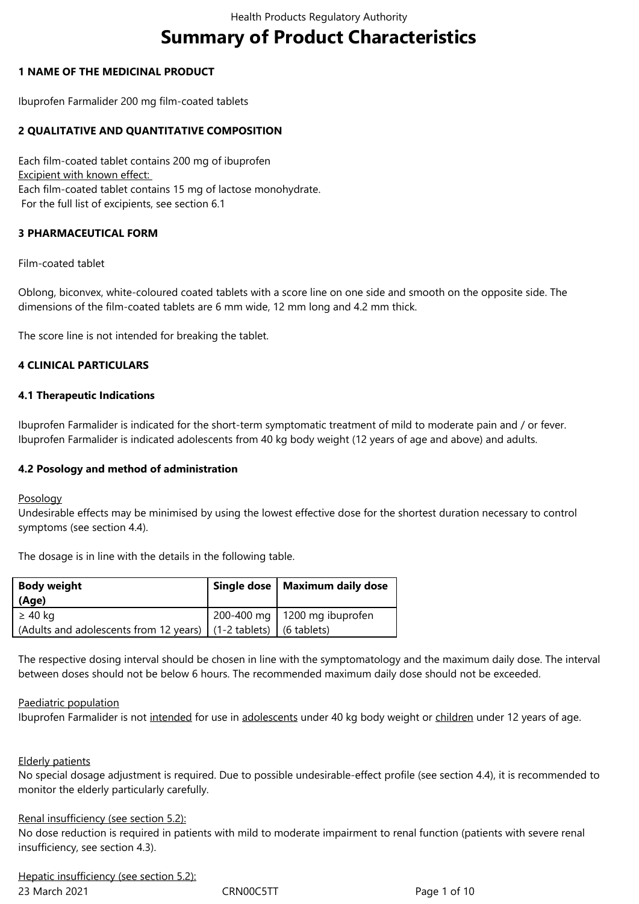# Summary of Product Characteristics

## 1 NAME OF THE MEDICINAL PRODUCT

Ibuprofen Farmalider 200 mg film-coated tablets

## 2 QUALITATIVE AND QUANTITATIVE COMPOSITION

Each film-coated tablet contains 200 mg of ibuprofen
Excipient with known effect:
Each film-coated tablet contains 15 mg of lactose monohydrate.
For the full list of excipients, see section 6.1

## 3 PHARMACEUTICAL FORM

Film-coated tablet

Oblong, biconvex, white-coloured coated tablets with a score line on one side and smooth on the opposite side. The dimensions of the film-coated tablets are 6 mm wide, 12 mm long and 4.2 mm thick.

The score line is not intended for breaking the tablet.

## 4 CLINICAL PARTICULARS

### 4.1 Therapeutic Indications

Ibuprofen Farmalider is indicated for the short-term symptomatic treatment of mild to moderate pain and / or fever.
Ibuprofen Farmalider is indicated adolescents from 40 kg body weight (12 years of age and above) and adults.

### 4.2 Posology and method of administration

Posology
Undesirable effects may be minimised by using the lowest effective dose for the shortest duration necessary to control symptoms (see section 4.4).

The dosage is in line with the details in the following table.

| Body weight (Age) | Single dose | Maximum daily dose |
|---|---|---|
| ≥ 40 kg (Adults and adolescents from 12 years) | 200-400 mg (1-2 tablets) | 1200 mg ibuprofen (6 tablets) |

The respective dosing interval should be chosen in line with the symptomatology and the maximum daily dose. The interval between doses should not be below 6 hours. The recommended maximum daily dose should not be exceeded.

Paediatric population
Ibuprofen Farmalider is not intended for use in adolescents under 40 kg body weight or children under 12 years of age.

Elderly patients
No special dosage adjustment is required. Due to possible undesirable-effect profile (see section 4.4), it is recommended to monitor the elderly particularly carefully.

Renal insufficiency (see section 5.2):
No dose reduction is required in patients with mild to moderate impairment to renal function (patients with severe renal insufficiency, see section 4.3).

Hepatic insufficiency (see section 5.2):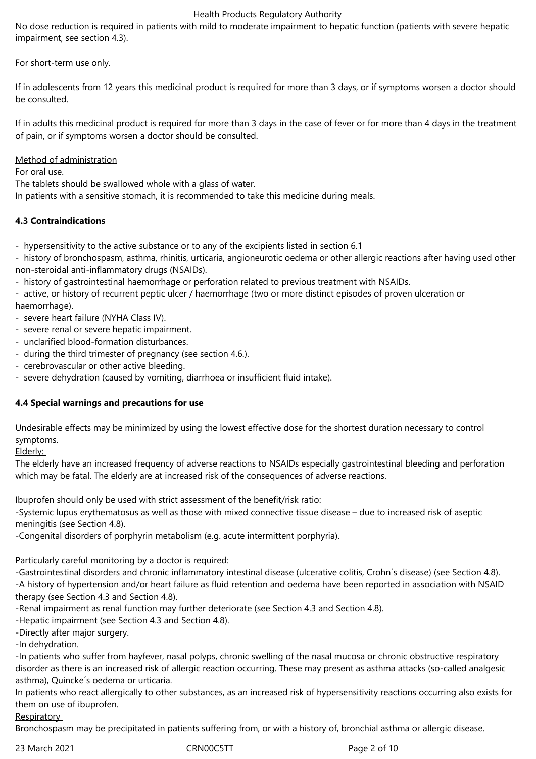No dose reduction is required in patients with mild to moderate impairment to hepatic function (patients with severe hepatic impairment, see section 4.3).

For short-term use only.

If in adolescents from 12 years this medicinal product is required for more than 3 days, or if symptoms worsen a doctor should be consulted.

If in adults this medicinal product is required for more than 3 days in the case of fever or for more than 4 days in the treatment of pain, or if symptoms worsen a doctor should be consulted.

Method of administration

For oral use.

The tablets should be swallowed whole with a glass of water.

In patients with a sensitive stomach, it is recommended to take this medicine during meals.

**4.3 Contraindications**

- hypersensitivity to the active substance or to any of the excipients listed in section 6.1
- history of bronchospasm, asthma, rhinitis, urticaria, angioneurotic oedema or other allergic reactions after having used other non-steroidal anti-inflammatory drugs (NSAIDs).
- history of gastrointestinal haemorrhage or perforation related to previous treatment with NSAIDs.
- active, or history of recurrent peptic ulcer / haemorrhage (two or more distinct episodes of proven ulceration or haemorrhage).
- severe heart failure (NYHA Class IV).
- severe renal or severe hepatic impairment.
- unclarified blood-formation disturbances.
- during the third trimester of pregnancy (see section 4.6.).
- cerebrovascular or other active bleeding.
- severe dehydration (caused by vomiting, diarrhoea or insufficient fluid intake).

**4.4 Special warnings and precautions for use**

Undesirable effects may be minimized by using the lowest effective dose for the shortest duration necessary to control symptoms.

Elderly:

The elderly have an increased frequency of adverse reactions to NSAIDs especially gastrointestinal bleeding and perforation which may be fatal. The elderly are at increased risk of the consequences of adverse reactions.

Ibuprofen should only be used with strict assessment of the benefit/risk ratio:

-Systemic lupus erythematosus as well as those with mixed connective tissue disease – due to increased risk of aseptic meningitis (see Section 4.8).

-Congenital disorders of porphyrin metabolism (e.g. acute intermittent porphyria).

Particularly careful monitoring by a doctor is required:

-Gastrointestinal disorders and chronic inflammatory intestinal disease (ulcerative colitis, Crohn´s disease) (see Section 4.8).

-A history of hypertension and/or heart failure as fluid retention and oedema have been reported in association with NSAID therapy (see Section 4.3 and Section 4.8).

-Renal impairment as renal function may further deteriorate (see Section 4.3 and Section 4.8).

-Hepatic impairment (see Section 4.3 and Section 4.8).

-Directly after major surgery.

-In dehydration.

-In patients who suffer from hayfever, nasal polyps, chronic swelling of the nasal mucosa or chronic obstructive respiratory disorder as there is an increased risk of allergic reaction occurring. These may present as asthma attacks (so-called analgesic asthma), Quincke´s oedema or urticaria.

In patients who react allergically to other substances, as an increased risk of hypersensitivity reactions occurring also exists for them on use of ibuprofen.

Respiratory

Bronchospasm may be precipitated in patients suffering from, or with a history of, bronchial asthma or allergic disease.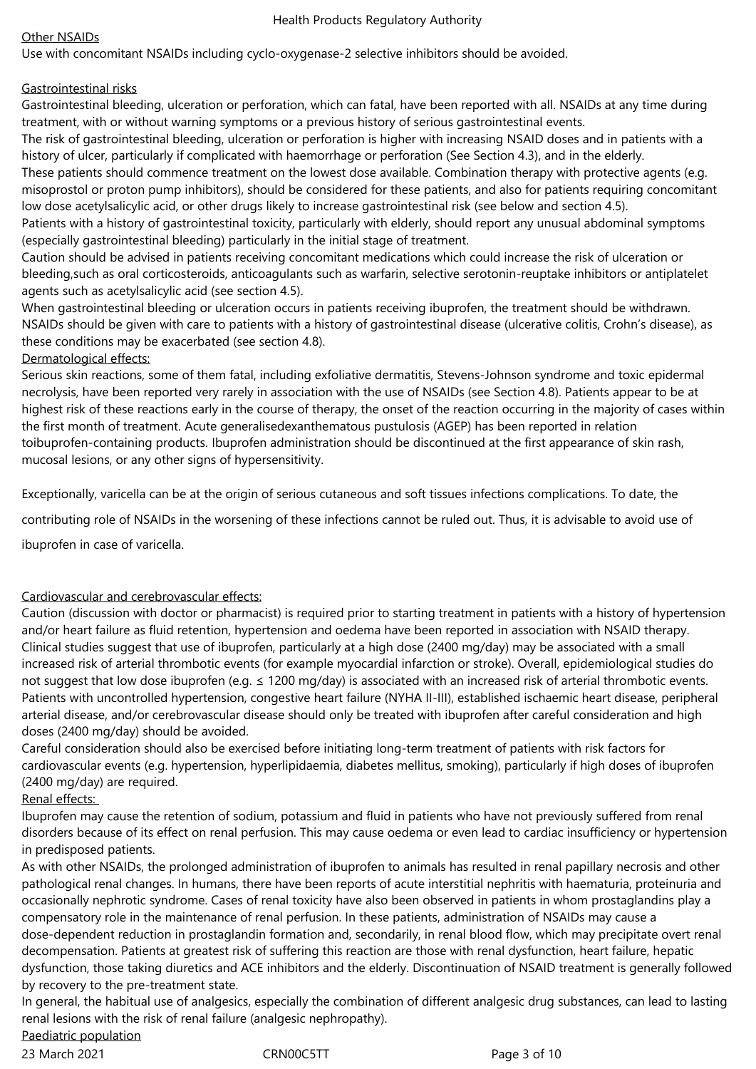Other NSAIDs

Use with concomitant NSAIDs including cyclo-oxygenase-2 selective inhibitors should be avoided.

Gastrointestinal risks

Gastrointestinal bleeding, ulceration or perforation, which can fatal, have been reported with all. NSAIDs at any time during treatment, with or without warning symptoms or a previous history of serious gastrointestinal events.

The risk of gastrointestinal bleeding, ulceration or perforation is higher with increasing NSAID doses and in patients with a history of ulcer, particularly if complicated with haemorrhage or perforation (See Section 4.3), and in the elderly.

These patients should commence treatment on the lowest dose available. Combination therapy with protective agents (e.g. misoprostol or proton pump inhibitors), should be considered for these patients, and also for patients requiring concomitant low dose acetylsalicylic acid, or other drugs likely to increase gastrointestinal risk (see below and section 4.5).

Patients with a history of gastrointestinal toxicity, particularly with elderly, should report any unusual abdominal symptoms (especially gastrointestinal bleeding) particularly in the initial stage of treatment.

Caution should be advised in patients receiving concomitant medications which could increase the risk of ulceration or bleeding,such as oral corticosteroids, anticoagulants such as warfarin, selective serotonin-reuptake inhibitors or antiplatelet agents such as acetylsalicylic acid (see section 4.5).

When gastrointestinal bleeding or ulceration occurs in patients receiving ibuprofen, the treatment should be withdrawn.

NSAIDs should be given with care to patients with a history of gastrointestinal disease (ulcerative colitis, Crohn's disease), as these conditions may be exacerbated (see section 4.8).

Dermatological effects:

Serious skin reactions, some of them fatal, including exfoliative dermatitis, Stevens-Johnson syndrome and toxic epidermal necrolysis, have been reported very rarely in association with the use of NSAIDs (see Section 4.8). Patients appear to be at highest risk of these reactions early in the course of therapy, the onset of the reaction occurring in the majority of cases within the first month of treatment. Acute generalisedexanthematous pustulosis (AGEP) has been reported in relation toibuprofen-containing products. Ibuprofen administration should be discontinued at the first appearance of skin rash, mucosal lesions, or any other signs of hypersensitivity.

Exceptionally, varicella can be at the origin of serious cutaneous and soft tissues infections complications. To date, the contributing role of NSAIDs in the worsening of these infections cannot be ruled out. Thus, it is advisable to avoid use of ibuprofen in case of varicella.

Cardiovascular and cerebrovascular effects:

Caution (discussion with doctor or pharmacist) is required prior to starting treatment in patients with a history of hypertension and/or heart failure as fluid retention, hypertension and oedema have been reported in association with NSAID therapy.

Clinical studies suggest that use of ibuprofen, particularly at a high dose (2400 mg/day) may be associated with a small increased risk of arterial thrombotic events (for example myocardial infarction or stroke). Overall, epidemiological studies do not suggest that low dose ibuprofen (e.g. ≤ 1200 mg/day) is associated with an increased risk of arterial thrombotic events.

Patients with uncontrolled hypertension, congestive heart failure (NYHA II-III), established ischaemic heart disease, peripheral arterial disease, and/or cerebrovascular disease should only be treated with ibuprofen after careful consideration and high doses (2400 mg/day) should be avoided.

Careful consideration should also be exercised before initiating long-term treatment of patients with risk factors for cardiovascular events (e.g. hypertension, hyperlipidaemia, diabetes mellitus, smoking), particularly if high doses of ibuprofen (2400 mg/day) are required.

Renal effects:

Ibuprofen may cause the retention of sodium, potassium and fluid in patients who have not previously suffered from renal disorders because of its effect on renal perfusion. This may cause oedema or even lead to cardiac insufficiency or hypertension in predisposed patients.

As with other NSAIDs, the prolonged administration of ibuprofen to animals has resulted in renal papillary necrosis and other pathological renal changes. In humans, there have been reports of acute interstitial nephritis with haematuria, proteinuria and occasionally nephrotic syndrome. Cases of renal toxicity have also been observed in patients in whom prostaglandins play a compensatory role in the maintenance of renal perfusion. In these patients, administration of NSAIDs may cause a dose-dependent reduction in prostaglandin formation and, secondarily, in renal blood flow, which may precipitate overt renal decompensation. Patients at greatest risk of suffering this reaction are those with renal dysfunction, heart failure, hepatic dysfunction, those taking diuretics and ACE inhibitors and the elderly. Discontinuation of NSAID treatment is generally followed by recovery to the pre-treatment state.

In general, the habitual use of analgesics, especially the combination of different analgesic drug substances, can lead to lasting renal lesions with the risk of renal failure (analgesic nephropathy).

Paediatric population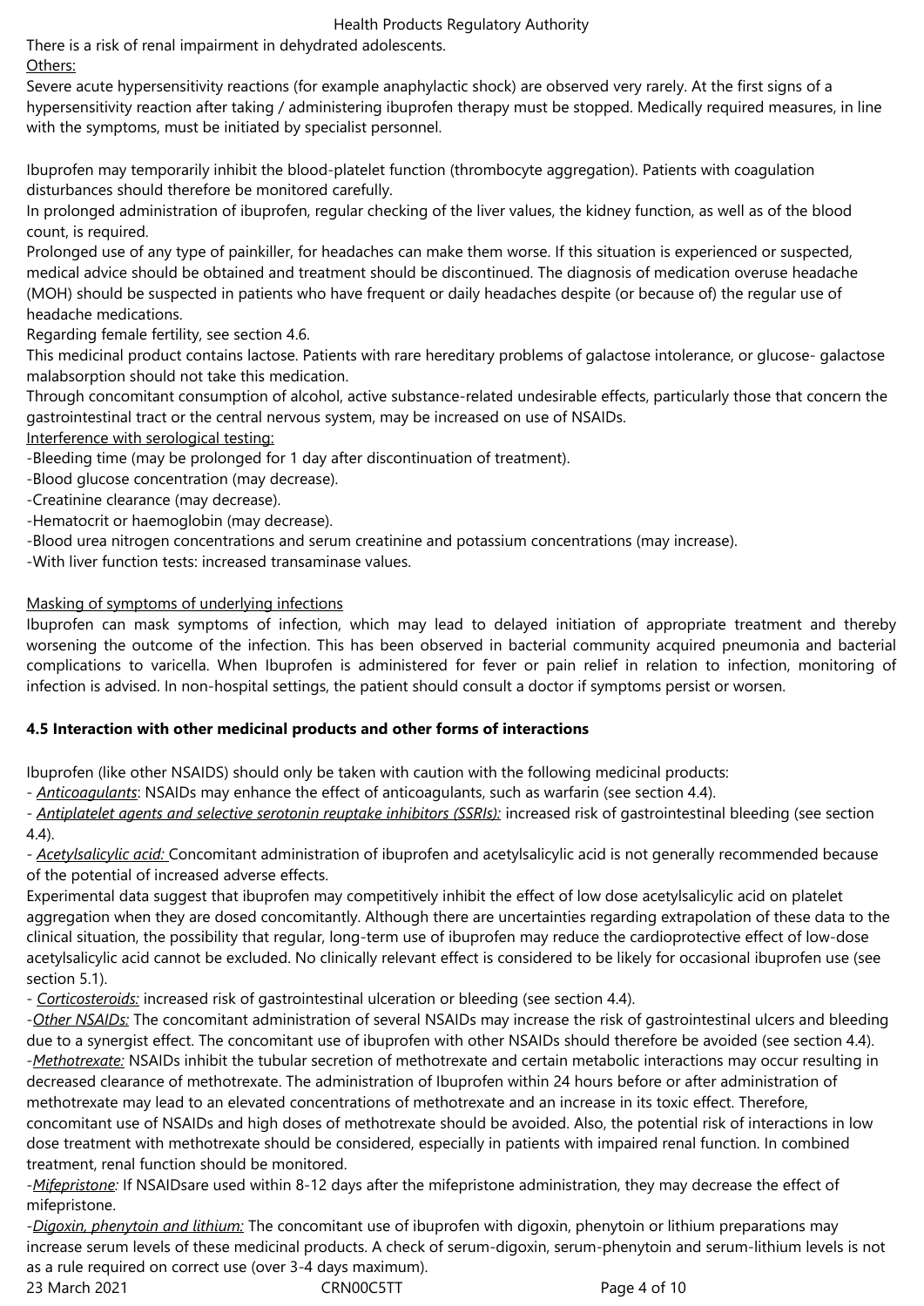There is a risk of renal impairment in dehydrated adolescents.

Others:

Severe acute hypersensitivity reactions (for example anaphylactic shock) are observed very rarely. At the first signs of a hypersensitivity reaction after taking / administering ibuprofen therapy must be stopped. Medically required measures, in line with the symptoms, must be initiated by specialist personnel.

Ibuprofen may temporarily inhibit the blood-platelet function (thrombocyte aggregation). Patients with coagulation disturbances should therefore be monitored carefully.

In prolonged administration of ibuprofen, regular checking of the liver values, the kidney function, as well as of the blood count, is required.

Prolonged use of any type of painkiller, for headaches can make them worse. If this situation is experienced or suspected, medical advice should be obtained and treatment should be discontinued. The diagnosis of medication overuse headache (MOH) should be suspected in patients who have frequent or daily headaches despite (or because of) the regular use of headache medications.

Regarding female fertility, see section 4.6.

This medicinal product contains lactose. Patients with rare hereditary problems of galactose intolerance, or glucose- galactose malabsorption should not take this medication.

Through concomitant consumption of alcohol, active substance-related undesirable effects, particularly those that concern the gastrointestinal tract or the central nervous system, may be increased on use of NSAIDs.

Interference with serological testing:

-Bleeding time (may be prolonged for 1 day after discontinuation of treatment).
-Blood glucose concentration (may decrease).
-Creatinine clearance (may decrease).
-Hematocrit or haemoglobin (may decrease).
-Blood urea nitrogen concentrations and serum creatinine and potassium concentrations (may increase).
-With liver function tests: increased transaminase values.

Masking of symptoms of underlying infections

Ibuprofen can mask symptoms of infection, which may lead to delayed initiation of appropriate treatment and thereby worsening the outcome of the infection. This has been observed in bacterial community acquired pneumonia and bacterial complications to varicella. When Ibuprofen is administered for fever or pain relief in relation to infection, monitoring of infection is advised. In non-hospital settings, the patient should consult a doctor if symptoms persist or worsen.

**4.5 Interaction with other medicinal products and other forms of interactions**

Ibuprofen (like other NSAIDS) should only be taken with caution with the following medicinal products:

- *Anticoagulants*: NSAIDs may enhance the effect of anticoagulants, such as warfarin (see section 4.4).
- *Antiplatelet agents and selective serotonin reuptake inhibitors (SSRIs):* increased risk of gastrointestinal bleeding (see section 4.4).
- *Acetylsalicylic acid:* Concomitant administration of ibuprofen and acetylsalicylic acid is not generally recommended because of the potential of increased adverse effects.

Experimental data suggest that ibuprofen may competitively inhibit the effect of low dose acetylsalicylic acid on platelet aggregation when they are dosed concomitantly. Although there are uncertainties regarding extrapolation of these data to the clinical situation, the possibility that regular, long-term use of ibuprofen may reduce the cardioprotective effect of low-dose acetylsalicylic acid cannot be excluded. No clinically relevant effect is considered to be likely for occasional ibuprofen use (see section 5.1).

- *Corticosteroids:* increased risk of gastrointestinal ulceration or bleeding (see section 4.4).

-*Other NSAIDs:* The concomitant administration of several NSAIDs may increase the risk of gastrointestinal ulcers and bleeding due to a synergist effect. The concomitant use of ibuprofen with other NSAIDs should therefore be avoided (see section 4.4).

-*Methotrexate:* NSAIDs inhibit the tubular secretion of methotrexate and certain metabolic interactions may occur resulting in decreased clearance of methotrexate. The administration of Ibuprofen within 24 hours before or after administration of methotrexate may lead to an elevated concentrations of methotrexate and an increase in its toxic effect. Therefore, concomitant use of NSAIDs and high doses of methotrexate should be avoided. Also, the potential risk of interactions in low dose treatment with methotrexate should be considered, especially in patients with impaired renal function. In combined treatment, renal function should be monitored.

-*Mifepristone:* If NSAIDsare used within 8-12 days after the mifepristone administration, they may decrease the effect of mifepristone.

-*Digoxin, phenytoin and lithium:* The concomitant use of ibuprofen with digoxin, phenytoin or lithium preparations may increase serum levels of these medicinal products. A check of serum-digoxin, serum-phenytoin and serum-lithium levels is not as a rule required on correct use (over 3-4 days maximum).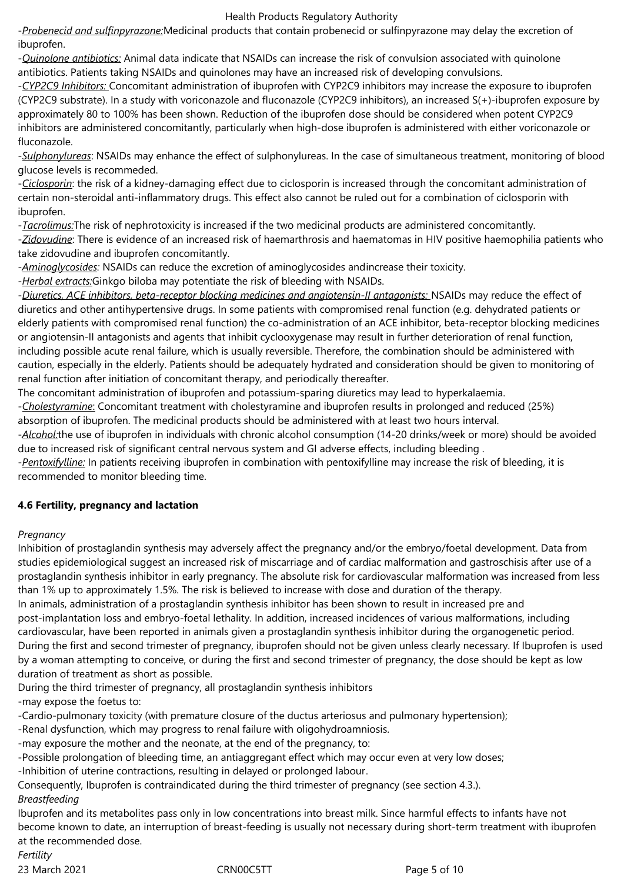-*Probenecid and sulfinpyrazone:*Medicinal products that contain probenecid or sulfinpyrazone may delay the excretion of ibuprofen.

-*Quinolone antibiotics:* Animal data indicate that NSAIDs can increase the risk of convulsion associated with quinolone antibiotics. Patients taking NSAIDs and quinolones may have an increased risk of developing convulsions.

-*CYP2C9 Inhibitors:* Concomitant administration of ibuprofen with CYP2C9 inhibitors may increase the exposure to ibuprofen (CYP2C9 substrate). In a study with voriconazole and fluconazole (CYP2C9 inhibitors), an increased S(+)-ibuprofen exposure by approximately 80 to 100% has been shown. Reduction of the ibuprofen dose should be considered when potent CYP2C9 inhibitors are administered concomitantly, particularly when high-dose ibuprofen is administered with either voriconazole or fluconazole.

-*Sulphonylureas*: NSAIDs may enhance the effect of sulphonylureas. In the case of simultaneous treatment, monitoring of blood glucose levels is recommeded.

-*Ciclosporin*: the risk of a kidney-damaging effect due to ciclosporin is increased through the concomitant administration of certain non-steroidal anti-inflammatory drugs. This effect also cannot be ruled out for a combination of ciclosporin with ibuprofen.

-*Tacrolimus:*The risk of nephrotoxicity is increased if the two medicinal products are administered concomitantly.

-*Zidovudine*: There is evidence of an increased risk of haemarthrosis and haematomas in HIV positive haemophilia patients who take zidovudine and ibuprofen concomitantly.

-*Aminoglycosides:* NSAIDs can reduce the excretion of aminoglycosides andincrease their toxicity.

-*Herbal extracts:*Ginkgo biloba may potentiate the risk of bleeding with NSAIDs.

-*Diuretics, ACE inhibitors, beta-receptor blocking medicines and angiotensin-II antagonists:* NSAIDs may reduce the effect of diuretics and other antihypertensive drugs. In some patients with compromised renal function (e.g. dehydrated patients or elderly patients with compromised renal function) the co-administration of an ACE inhibitor, beta-receptor blocking medicines or angiotensin-II antagonists and agents that inhibit cyclooxygenase may result in further deterioration of renal function, including possible acute renal failure, which is usually reversible. Therefore, the combination should be administered with caution, especially in the elderly. Patients should be adequately hydrated and consideration should be given to monitoring of renal function after initiation of concomitant therapy, and periodically thereafter.

The concomitant administration of ibuprofen and potassium-sparing diuretics may lead to hyperkalaemia.

-*Cholestyramine*: Concomitant treatment with cholestyramine and ibuprofen results in prolonged and reduced (25%) absorption of ibuprofen. The medicinal products should be administered with at least two hours interval.

-*Alcohol:*the use of ibuprofen in individuals with chronic alcohol consumption (14-20 drinks/week or more) should be avoided due to increased risk of significant central nervous system and GI adverse effects, including bleeding .

-*Pentoxifylline:* In patients receiving ibuprofen in combination with pentoxifylline may increase the risk of bleeding, it is recommended to monitor bleeding time.

## 4.6 Fertility, pregnancy and lactation

*Pregnancy*

Inhibition of prostaglandin synthesis may adversely affect the pregnancy and/or the embryo/foetal development. Data from studies epidemiological suggest an increased risk of miscarriage and of cardiac malformation and gastroschisis after use of a prostaglandin synthesis inhibitor in early pregnancy. The absolute risk for cardiovascular malformation was increased from less than 1% up to approximately 1.5%. The risk is believed to increase with dose and duration of the therapy.

In animals, administration of a prostaglandin synthesis inhibitor has been shown to result in increased pre and post-implantation loss and embryo-foetal lethality. In addition, increased incidences of various malformations, including cardiovascular, have been reported in animals given a prostaglandin synthesis inhibitor during the organogenetic period.

During the first and second trimester of pregnancy, ibuprofen should not be given unless clearly necessary. If Ibuprofen is used by a woman attempting to conceive, or during the first and second trimester of pregnancy, the dose should be kept as low duration of treatment as short as possible.

During the third trimester of pregnancy, all prostaglandin synthesis inhibitors

-may expose the foetus to:

-Cardio-pulmonary toxicity (with premature closure of the ductus arteriosus and pulmonary hypertension);

-Renal dysfunction, which may progress to renal failure with oligohydroamniosis.

-may exposure the mother and the neonate, at the end of the pregnancy, to:

-Possible prolongation of bleeding time, an antiaggregant effect which may occur even at very low doses;

-Inhibition of uterine contractions, resulting in delayed or prolonged labour.

Consequently, Ibuprofen is contraindicated during the third trimester of pregnancy (see section 4.3.).

*Breastfeeding*

Ibuprofen and its metabolites pass only in low concentrations into breast milk. Since harmful effects to infants have not become known to date, an interruption of breast-feeding is usually not necessary during short-term treatment with ibuprofen at the recommended dose.

*Fertility*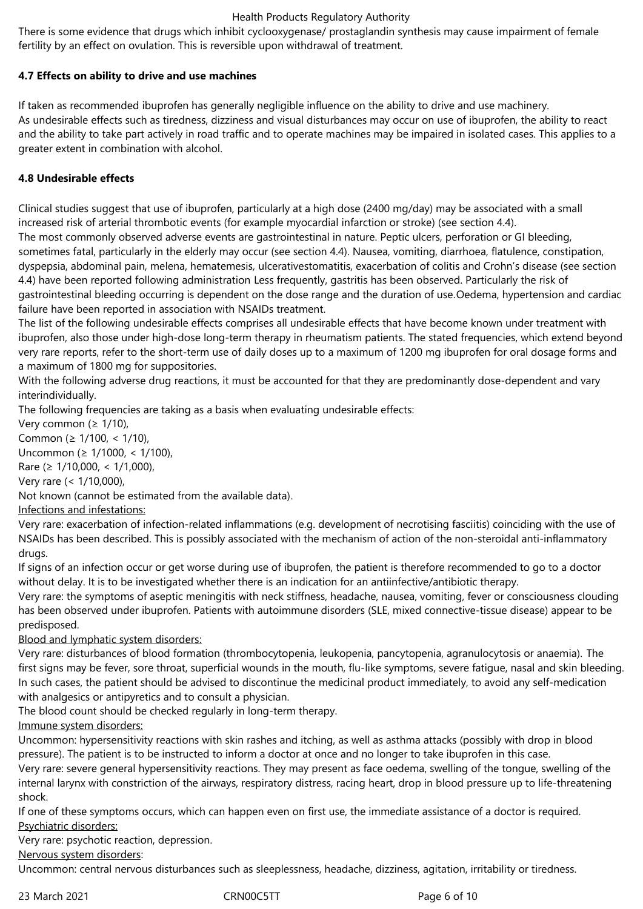There is some evidence that drugs which inhibit cyclooxygenase/ prostaglandin synthesis may cause impairment of female fertility by an effect on ovulation. This is reversible upon withdrawal of treatment.

**4.7 Effects on ability to drive and use machines**

If taken as recommended ibuprofen has generally negligible influence on the ability to drive and use machinery.
As undesirable effects such as tiredness, dizziness and visual disturbances may occur on use of ibuprofen, the ability to react and the ability to take part actively in road traffic and to operate machines may be impaired in isolated cases. This applies to a greater extent in combination with alcohol.

**4.8 Undesirable effects**

Clinical studies suggest that use of ibuprofen, particularly at a high dose (2400 mg/day) may be associated with a small increased risk of arterial thrombotic events (for example myocardial infarction or stroke) (see section 4.4).
The most commonly observed adverse events are gastrointestinal in nature. Peptic ulcers, perforation or GI bleeding, sometimes fatal, particularly in the elderly may occur (see section 4.4). Nausea, vomiting, diarrhoea, flatulence, constipation, dyspepsia, abdominal pain, melena, hematemesis, ulcerativestomatitis, exacerbation of colitis and Crohn's disease (see section 4.4) have been reported following administration Less frequently, gastritis has been observed. Particularly the risk of gastrointestinal bleeding occurring is dependent on the dose range and the duration of use.Oedema, hypertension and cardiac failure have been reported in association with NSAIDs treatment.
The list of the following undesirable effects comprises all undesirable effects that have become known under treatment with ibuprofen, also those under high-dose long-term therapy in rheumatism patients. The stated frequencies, which extend beyond very rare reports, refer to the short-term use of daily doses up to a maximum of 1200 mg ibuprofen for oral dosage forms and a maximum of 1800 mg for suppositories.
With the following adverse drug reactions, it must be accounted for that they are predominantly dose-dependent and vary interindividually.
The following frequencies are taking as a basis when evaluating undesirable effects:
Very common (≥ 1/10),
Common (≥ 1/100, < 1/10),
Uncommon (≥ 1/1000, < 1/100),
Rare (≥ 1/10,000, < 1/1,000),
Very rare (< 1/10,000),
Not known (cannot be estimated from the available data).

<u>Infections and infestations:</u>

Very rare: exacerbation of infection-related inflammations (e.g. development of necrotising fasciitis) coinciding with the use of NSAIDs has been described. This is possibly associated with the mechanism of action of the non-steroidal anti-inflammatory drugs.
If signs of an infection occur or get worse during use of ibuprofen, the patient is therefore recommended to go to a doctor without delay. It is to be investigated whether there is an indication for an antiinfective/antibiotic therapy.
Very rare: the symptoms of aseptic meningitis with neck stiffness, headache, nausea, vomiting, fever or consciousness clouding has been observed under ibuprofen. Patients with autoimmune disorders (SLE, mixed connective-tissue disease) appear to be predisposed.

<u>Blood and lymphatic system disorders:</u>

Very rare: disturbances of blood formation (thrombocytopenia, leukopenia, pancytopenia, agranulocytosis or anaemia). The first signs may be fever, sore throat, superficial wounds in the mouth, flu-like symptoms, severe fatigue, nasal and skin bleeding. In such cases, the patient should be advised to discontinue the medicinal product immediately, to avoid any self-medication with analgesics or antipyretics and to consult a physician.
The blood count should be checked regularly in long-term therapy.

<u>Immune system disorders:</u>

Uncommon: hypersensitivity reactions with skin rashes and itching, as well as asthma attacks (possibly with drop in blood pressure). The patient is to be instructed to inform a doctor at once and no longer to take ibuprofen in this case.
Very rare: severe general hypersensitivity reactions. They may present as face oedema, swelling of the tongue, swelling of the internal larynx with constriction of the airways, respiratory distress, racing heart, drop in blood pressure up to life-threatening shock.
If one of these symptoms occurs, which can happen even on first use, the immediate assistance of a doctor is required.

<u>Psychiatric disorders:</u>

Very rare: psychotic reaction, depression.

<u>Nervous system disorders</u>:

Uncommon: central nervous disturbances such as sleeplessness, headache, dizziness, agitation, irritability or tiredness.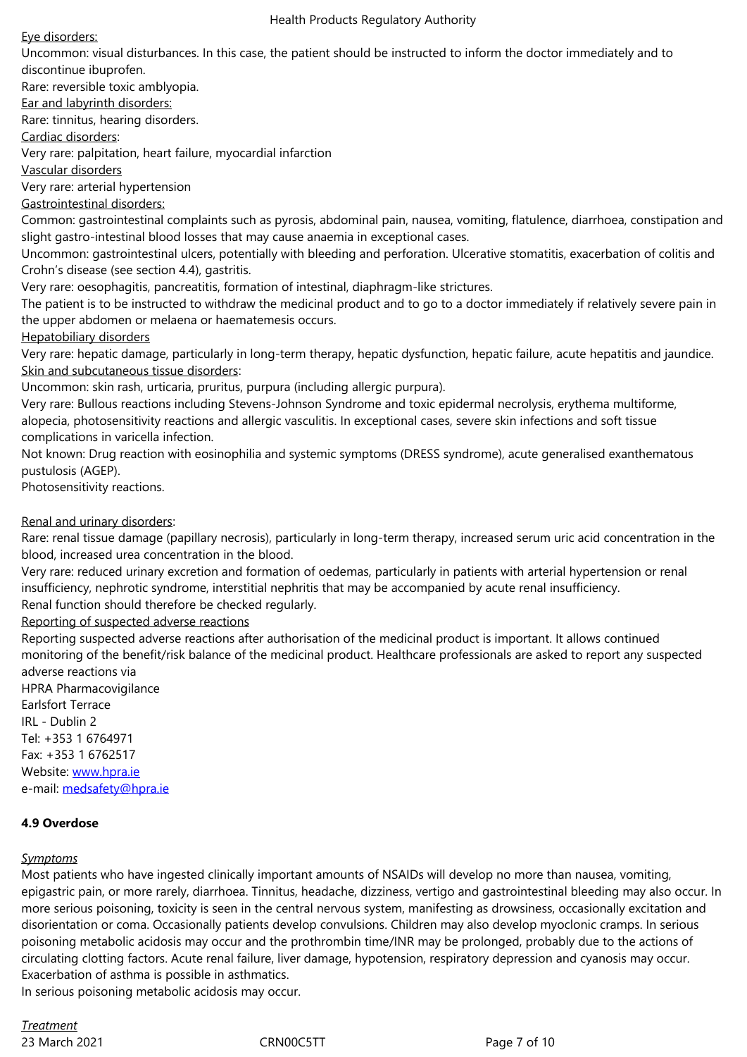Eye disorders:

Uncommon: visual disturbances. In this case, the patient should be instructed to inform the doctor immediately and to discontinue ibuprofen.

Rare: reversible toxic amblyopia.

Ear and labyrinth disorders:

Rare: tinnitus, hearing disorders.

Cardiac disorders:

Very rare: palpitation, heart failure, myocardial infarction

Vascular disorders

Very rare: arterial hypertension

Gastrointestinal disorders:

Common: gastrointestinal complaints such as pyrosis, abdominal pain, nausea, vomiting, flatulence, diarrhoea, constipation and slight gastro-intestinal blood losses that may cause anaemia in exceptional cases.

Uncommon: gastrointestinal ulcers, potentially with bleeding and perforation. Ulcerative stomatitis, exacerbation of colitis and Crohn's disease (see section 4.4), gastritis.

Very rare: oesophagitis, pancreatitis, formation of intestinal, diaphragm-like strictures.

The patient is to be instructed to withdraw the medicinal product and to go to a doctor immediately if relatively severe pain in the upper abdomen or melaena or haematemesis occurs.

Hepatobiliary disorders

Very rare: hepatic damage, particularly in long-term therapy, hepatic dysfunction, hepatic failure, acute hepatitis and jaundice.

Skin and subcutaneous tissue disorders:

Uncommon: skin rash, urticaria, pruritus, purpura (including allergic purpura).

Very rare: Bullous reactions including Stevens-Johnson Syndrome and toxic epidermal necrolysis, erythema multiforme, alopecia, photosensitivity reactions and allergic vasculitis. In exceptional cases, severe skin infections and soft tissue complications in varicella infection.

Not known: Drug reaction with eosinophilia and systemic symptoms (DRESS syndrome), acute generalised exanthematous pustulosis (AGEP).

Photosensitivity reactions.

Renal and urinary disorders:

Rare: renal tissue damage (papillary necrosis), particularly in long-term therapy, increased serum uric acid concentration in the blood, increased urea concentration in the blood.

Very rare: reduced urinary excretion and formation of oedemas, particularly in patients with arterial hypertension or renal insufficiency, nephrotic syndrome, interstitial nephritis that may be accompanied by acute renal insufficiency.

Renal function should therefore be checked regularly.

Reporting of suspected adverse reactions

Reporting suspected adverse reactions after authorisation of the medicinal product is important. It allows continued monitoring of the benefit/risk balance of the medicinal product. Healthcare professionals are asked to report any suspected adverse reactions via

HPRA Pharmacovigilance
Earlsfort Terrace
IRL - Dublin 2
Tel: +353 1 6764971
Fax: +353 1 6762517
Website: www.hpra.ie
e-mail: medsafety@hpra.ie

**4.9 Overdose**

*Symptoms*

Most patients who have ingested clinically important amounts of NSAIDs will develop no more than nausea, vomiting, epigastric pain, or more rarely, diarrhoea. Tinnitus, headache, dizziness, vertigo and gastrointestinal bleeding may also occur. In more serious poisoning, toxicity is seen in the central nervous system, manifesting as drowsiness, occasionally excitation and disorientation or coma. Occasionally patients develop convulsions. Children may also develop myoclonic cramps. In serious poisoning metabolic acidosis may occur and the prothrombin time/INR may be prolonged, probably due to the actions of circulating clotting factors. Acute renal failure, liver damage, hypotension, respiratory depression and cyanosis may occur. Exacerbation of asthma is possible in asthmatics.

In serious poisoning metabolic acidosis may occur.

*Treatment*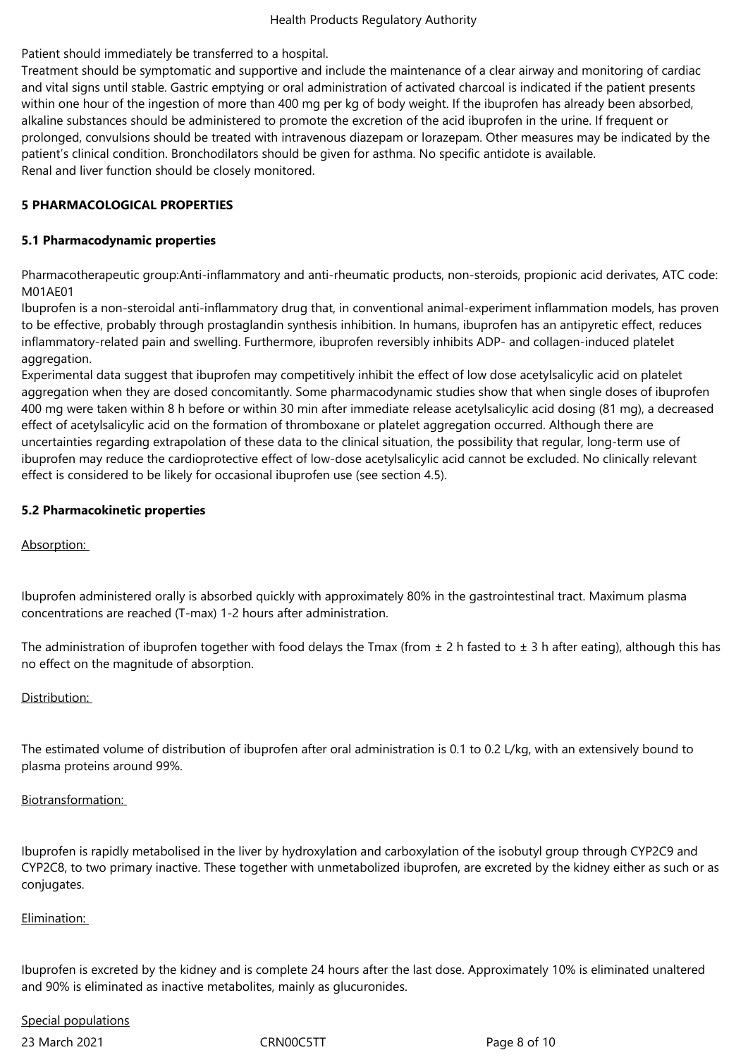Patient should immediately be transferred to a hospital.
Treatment should be symptomatic and supportive and include the maintenance of a clear airway and monitoring of cardiac and vital signs until stable. Gastric emptying or oral administration of activated charcoal is indicated if the patient presents within one hour of the ingestion of more than 400 mg per kg of body weight. If the ibuprofen has already been absorbed, alkaline substances should be administered to promote the excretion of the acid ibuprofen in the urine. If frequent or prolonged, convulsions should be treated with intravenous diazepam or lorazepam. Other measures may be indicated by the patient's clinical condition. Bronchodilators should be given for asthma. No specific antidote is available.
Renal and liver function should be closely monitored.

## 5 PHARMACOLOGICAL PROPERTIES

### 5.1 Pharmacodynamic properties

Pharmacotherapeutic group:Anti-inflammatory and anti-rheumatic products, non-steroids, propionic acid derivates, ATC code: M01AE01
Ibuprofen is a non-steroidal anti-inflammatory drug that, in conventional animal-experiment inflammation models, has proven to be effective, probably through prostaglandin synthesis inhibition. In humans, ibuprofen has an antipyretic effect, reduces inflammatory-related pain and swelling. Furthermore, ibuprofen reversibly inhibits ADP- and collagen-induced platelet aggregation.
Experimental data suggest that ibuprofen may competitively inhibit the effect of low dose acetylsalicylic acid on platelet aggregation when they are dosed concomitantly. Some pharmacodynamic studies show that when single doses of ibuprofen 400 mg were taken within 8 h before or within 30 min after immediate release acetylsalicylic acid dosing (81 mg), a decreased effect of acetylsalicylic acid on the formation of thromboxane or platelet aggregation occurred. Although there are uncertainties regarding extrapolation of these data to the clinical situation, the possibility that regular, long-term use of ibuprofen may reduce the cardioprotective effect of low-dose acetylsalicylic acid cannot be excluded. No clinically relevant effect is considered to be likely for occasional ibuprofen use (see section 4.5).

### 5.2 Pharmacokinetic properties

Absorption:

Ibuprofen administered orally is absorbed quickly with approximately 80% in the gastrointestinal tract. Maximum plasma concentrations are reached (T-max) 1-2 hours after administration.

The administration of ibuprofen together with food delays the Tmax (from ± 2 h fasted to ± 3 h after eating), although this has no effect on the magnitude of absorption.

Distribution:

The estimated volume of distribution of ibuprofen after oral administration is 0.1 to 0.2 L/kg, with an extensively bound to plasma proteins around 99%.

Biotransformation:

Ibuprofen is rapidly metabolised in the liver by hydroxylation and carboxylation of the isobutyl group through CYP2C9 and CYP2C8, to two primary inactive. These together with unmetabolized ibuprofen, are excreted by the kidney either as such or as conjugates.

Elimination:

Ibuprofen is excreted by the kidney and is complete 24 hours after the last dose. Approximately 10% is eliminated unaltered and 90% is eliminated as inactive metabolites, mainly as glucuronides.

Special populations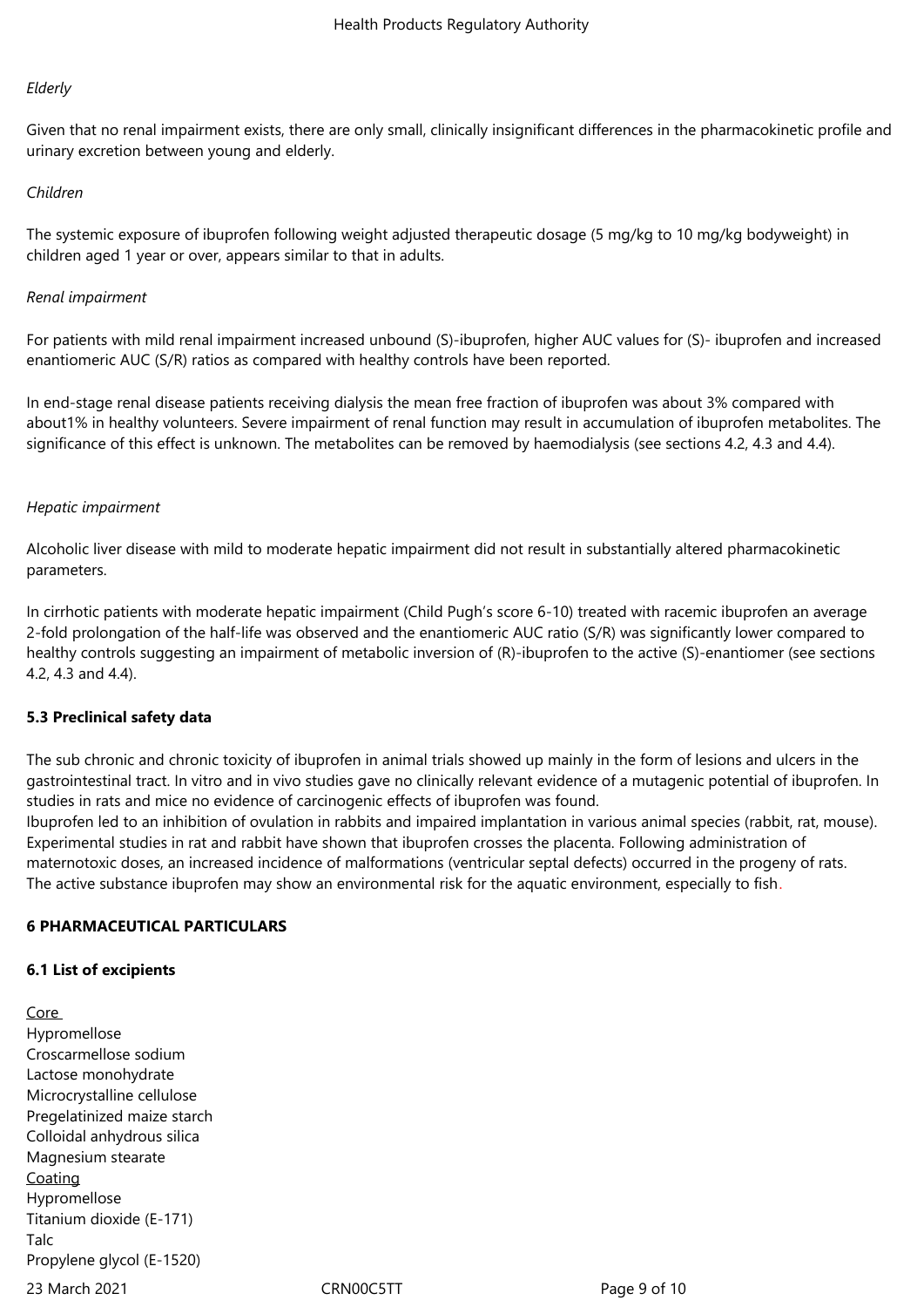*Elderly*

Given that no renal impairment exists, there are only small, clinically insignificant differences in the pharmacokinetic profile and urinary excretion between young and elderly.

*Children*

The systemic exposure of ibuprofen following weight adjusted therapeutic dosage (5 mg/kg to 10 mg/kg bodyweight) in children aged 1 year or over, appears similar to that in adults.

*Renal impairment*

For patients with mild renal impairment increased unbound (S)-ibuprofen, higher AUC values for (S)- ibuprofen and increased enantiomeric AUC (S/R) ratios as compared with healthy controls have been reported.

In end-stage renal disease patients receiving dialysis the mean free fraction of ibuprofen was about 3% compared with about1% in healthy volunteers. Severe impairment of renal function may result in accumulation of ibuprofen metabolites. The significance of this effect is unknown. The metabolites can be removed by haemodialysis (see sections 4.2, 4.3 and 4.4).

*Hepatic impairment*

Alcoholic liver disease with mild to moderate hepatic impairment did not result in substantially altered pharmacokinetic parameters.

In cirrhotic patients with moderate hepatic impairment (Child Pugh's score 6-10) treated with racemic ibuprofen an average 2-fold prolongation of the half-life was observed and the enantiomeric AUC ratio (S/R) was significantly lower compared to healthy controls suggesting an impairment of metabolic inversion of (R)-ibuprofen to the active (S)-enantiomer (see sections 4.2, 4.3 and 4.4).

**5.3 Preclinical safety data**

The sub chronic and chronic toxicity of ibuprofen in animal trials showed up mainly in the form of lesions and ulcers in the gastrointestinal tract. In vitro and in vivo studies gave no clinically relevant evidence of a mutagenic potential of ibuprofen. In studies in rats and mice no evidence of carcinogenic effects of ibuprofen was found.
Ibuprofen led to an inhibition of ovulation in rabbits and impaired implantation in various animal species (rabbit, rat, mouse). Experimental studies in rat and rabbit have shown that ibuprofen crosses the placenta. Following administration of maternotoxic doses, an increased incidence of malformations (ventricular septal defects) occurred in the progeny of rats.
The active substance ibuprofen may show an environmental risk for the aquatic environment, especially to fish.

**6 PHARMACEUTICAL PARTICULARS**

**6.1 List of excipients**

Core
Hypromellose
Croscarmellose sodium
Lactose monohydrate
Microcrystalline cellulose
Pregelatinized maize starch
Colloidal anhydrous silica
Magnesium stearate
Coating
Hypromellose
Titanium dioxide (E-171)
Talc
Propylene glycol (E-1520)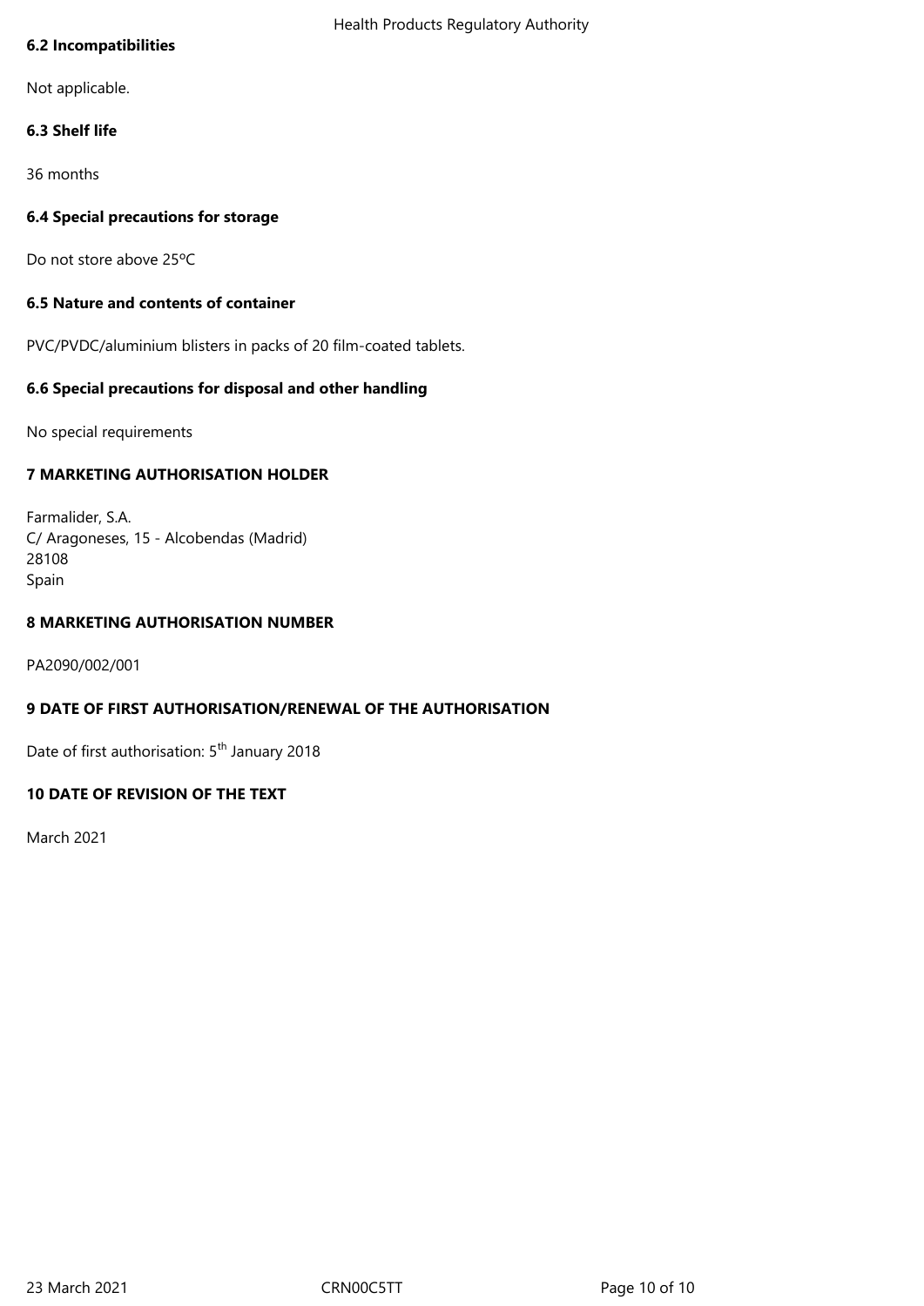**6.2 Incompatibilities**

Not applicable.

**6.3 Shelf life**

36 months

**6.4 Special precautions for storage**

Do not store above 25ºC

**6.5 Nature and contents of container**

PVC/PVDC/aluminium blisters in packs of 20 film-coated tablets.

**6.6 Special precautions for disposal and other handling**

No special requirements

## 7 MARKETING AUTHORISATION HOLDER

Farmalider, S.A.
C/ Aragoneses, 15 - Alcobendas (Madrid)
28108
Spain

## 8 MARKETING AUTHORISATION NUMBER

PA2090/002/001

## 9 DATE OF FIRST AUTHORISATION/RENEWAL OF THE AUTHORISATION

Date of first authorisation: 5th January 2018

## 10 DATE OF REVISION OF THE TEXT

March 2021